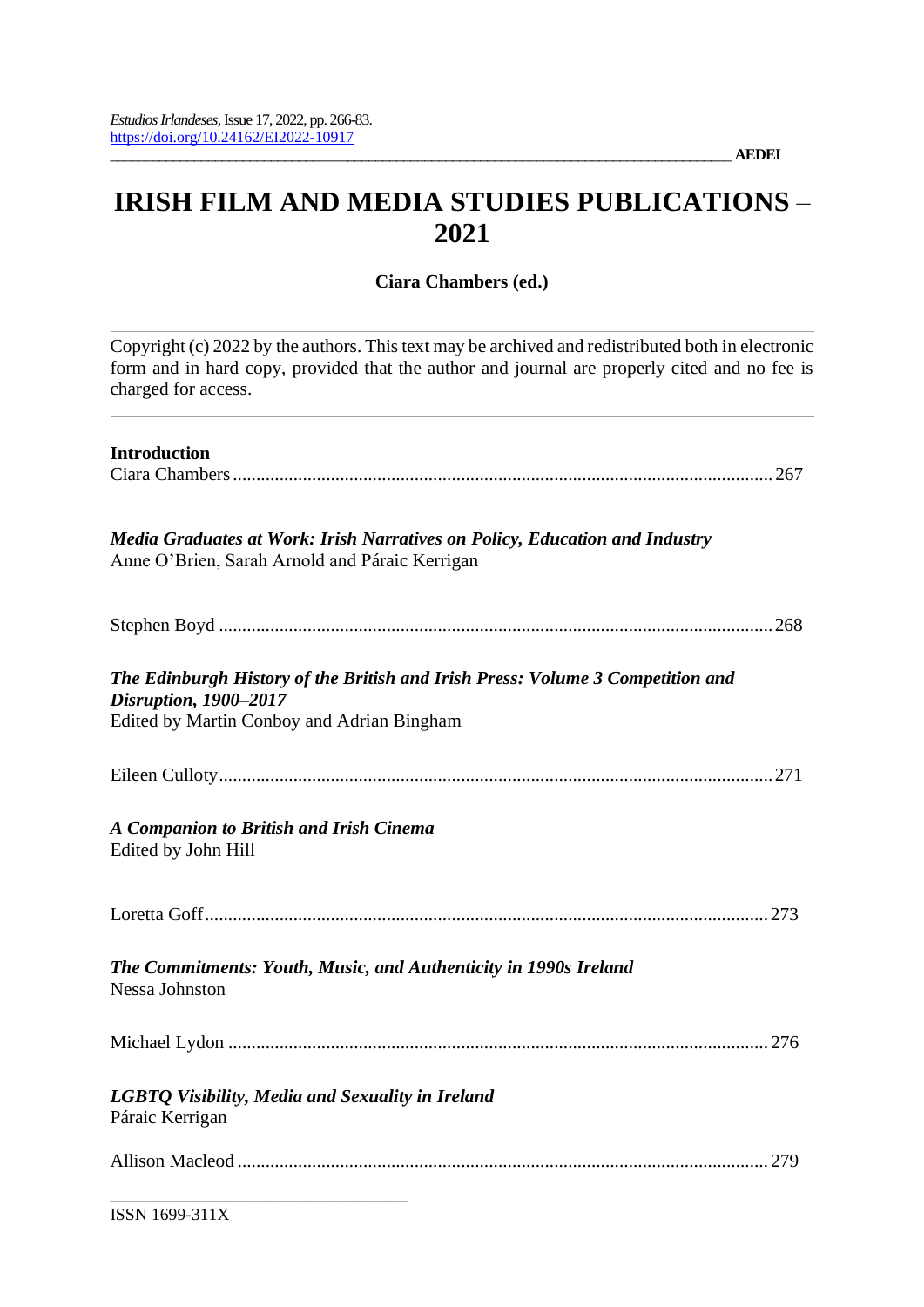*Estudios Irlandeses*, Issue 17, 2022, pp. 266-83.
https://doi.org/10.24162/EI2022-10917

AEDEI

# IRISH FILM AND MEDIA STUDIES PUBLICATIONS – 2021

**Ciara Chambers (ed.)**

Copyright (c) 2022 by the authors. This text may be archived and redistributed both in electronic form and in hard copy, provided that the author and journal are properly cited and no fee is charged for access.

**Introduction**
Ciara Chambers .................................................................................................................. 267

***Media Graduates at Work: Irish Narratives on Policy, Education and Industry***
Anne O'Brien, Sarah Arnold and Páraic Kerrigan

Stephen Boyd ..................................................................................................................... 268

***The Edinburgh History of the British and Irish Press: Volume 3 Competition and Disruption, 1900–2017***
Edited by Martin Conboy and Adrian Bingham

Eileen Culloty...................................................................................................................... 271

***A Companion to British and Irish Cinema***
Edited by John Hill

Loretta Goff......................................................................................................................... 273

***The Commitments: Youth, Music, and Authenticity in 1990s Ireland***
Nessa Johnston

Michael Lydon .................................................................................................................... 276

***LGBTQ Visibility, Media and Sexuality in Ireland***
Páraic Kerrigan

Allison Macleod ................................................................................................................. 279

ISSN 1699-311X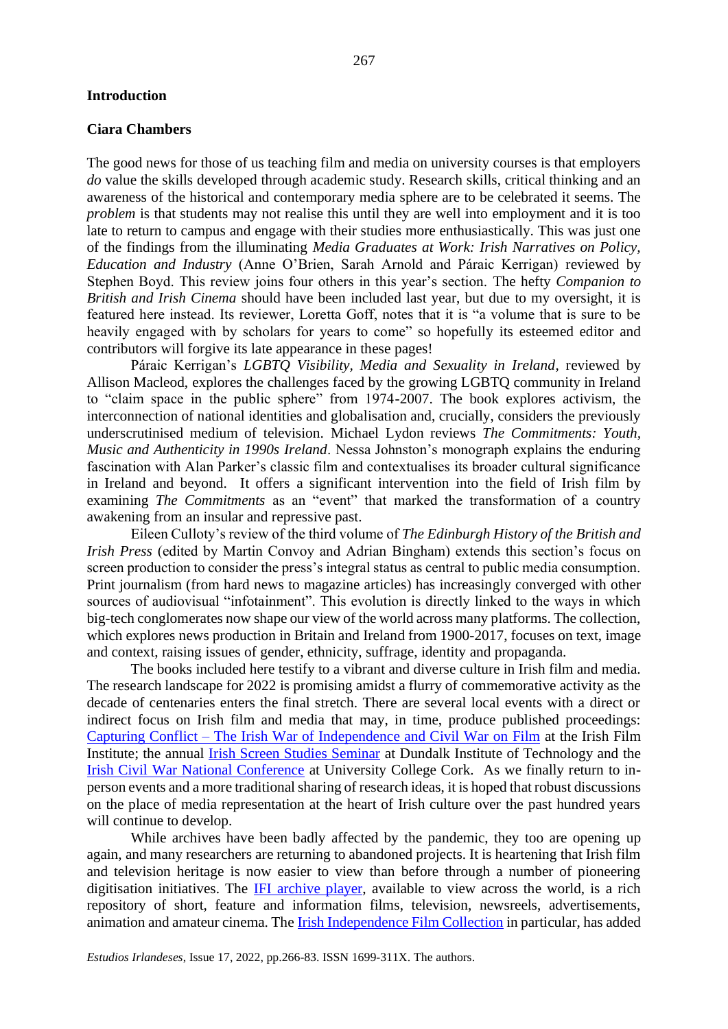**Introduction**

**Ciara Chambers**

The good news for those of us teaching film and media on university courses is that employers *do* value the skills developed through academic study. Research skills, critical thinking and an awareness of the historical and contemporary media sphere are to be celebrated it seems. The *problem* is that students may not realise this until they are well into employment and it is too late to return to campus and engage with their studies more enthusiastically. This was just one of the findings from the illuminating *Media Graduates at Work: Irish Narratives on Policy, Education and Industry* (Anne O'Brien, Sarah Arnold and Páraic Kerrigan) reviewed by Stephen Boyd. This review joins four others in this year's section. The hefty *Companion to British and Irish Cinema* should have been included last year, but due to my oversight, it is featured here instead. Its reviewer, Loretta Goff, notes that it is "a volume that is sure to be heavily engaged with by scholars for years to come" so hopefully its esteemed editor and contributors will forgive its late appearance in these pages!

Páraic Kerrigan's *LGBTQ Visibility, Media and Sexuality in Ireland*, reviewed by Allison Macleod, explores the challenges faced by the growing LGBTQ community in Ireland to "claim space in the public sphere" from 1974-2007. The book explores activism, the interconnection of national identities and globalisation and, crucially, considers the previously underscrutinised medium of television. Michael Lydon reviews *The Commitments: Youth, Music and Authenticity in 1990s Ireland*. Nessa Johnston's monograph explains the enduring fascination with Alan Parker's classic film and contextualises its broader cultural significance in Ireland and beyond. It offers a significant intervention into the field of Irish film by examining *The Commitments* as an "event" that marked the transformation of a country awakening from an insular and repressive past.

Eileen Culloty's review of the third volume of *The Edinburgh History of the British and Irish Press* (edited by Martin Convoy and Adrian Bingham) extends this section's focus on screen production to consider the press's integral status as central to public media consumption. Print journalism (from hard news to magazine articles) has increasingly converged with other sources of audiovisual "infotainment". This evolution is directly linked to the ways in which big-tech conglomerates now shape our view of the world across many platforms. The collection, which explores news production in Britain and Ireland from 1900-2017, focuses on text, image and context, raising issues of gender, ethnicity, suffrage, identity and propaganda.

The books included here testify to a vibrant and diverse culture in Irish film and media. The research landscape for 2022 is promising amidst a flurry of commemorative activity as the decade of centenaries enters the final stretch. There are several local events with a direct or indirect focus on Irish film and media that may, in time, produce published proceedings: Capturing Conflict – The Irish War of Independence and Civil War on Film at the Irish Film Institute; the annual Irish Screen Studies Seminar at Dundalk Institute of Technology and the Irish Civil War National Conference at University College Cork. As we finally return to in-person events and a more traditional sharing of research ideas, it is hoped that robust discussions on the place of media representation at the heart of Irish culture over the past hundred years will continue to develop.

While archives have been badly affected by the pandemic, they too are opening up again, and many researchers are returning to abandoned projects. It is heartening that Irish film and television heritage is now easier to view than before through a number of pioneering digitisation initiatives. The IFI archive player, available to view across the world, is a rich repository of short, feature and information films, television, newsreels, advertisements, animation and amateur cinema. The Irish Independence Film Collection in particular, has added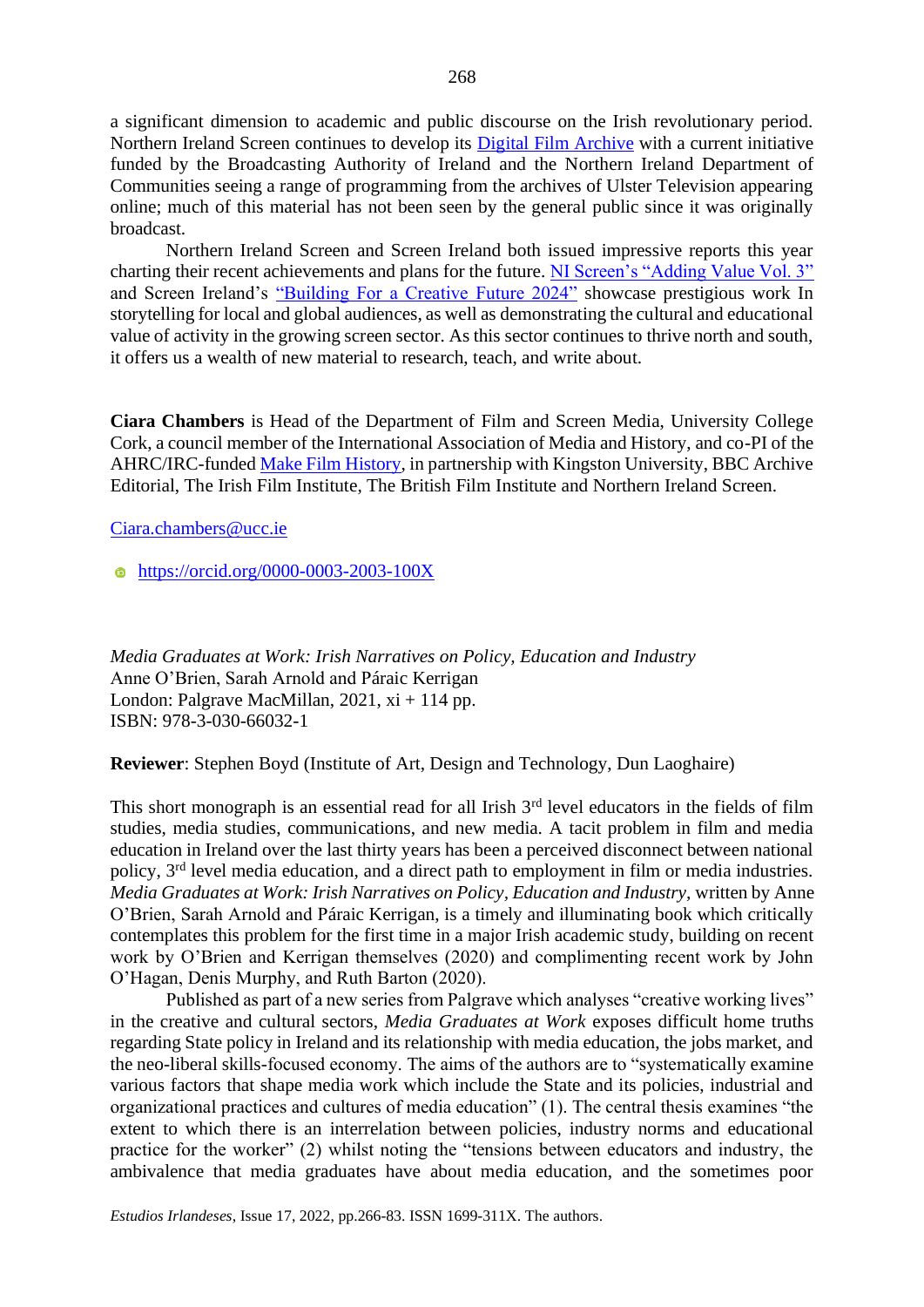a significant dimension to academic and public discourse on the Irish revolutionary period. Northern Ireland Screen continues to develop its Digital Film Archive with a current initiative funded by the Broadcasting Authority of Ireland and the Northern Ireland Department of Communities seeing a range of programming from the archives of Ulster Television appearing online; much of this material has not been seen by the general public since it was originally broadcast.

Northern Ireland Screen and Screen Ireland both issued impressive reports this year charting their recent achievements and plans for the future. NI Screen's "Adding Value Vol. 3" and Screen Ireland's "Building For a Creative Future 2024" showcase prestigious work In storytelling for local and global audiences, as well as demonstrating the cultural and educational value of activity in the growing screen sector. As this sector continues to thrive north and south, it offers us a wealth of new material to research, teach, and write about.

**Ciara Chambers** is Head of the Department of Film and Screen Media, University College Cork, a council member of the International Association of Media and History, and co-PI of the AHRC/IRC-funded Make Film History, in partnership with Kingston University, BBC Archive Editorial, The Irish Film Institute, The British Film Institute and Northern Ireland Screen.

Ciara.chambers@ucc.ie

https://orcid.org/0000-0003-2003-100X

*Media Graduates at Work: Irish Narratives on Policy, Education and Industry*
Anne O'Brien, Sarah Arnold and Páraic Kerrigan
London: Palgrave MacMillan, 2021, xi + 114 pp.
ISBN: 978-3-030-66032-1

**Reviewer**: Stephen Boyd (Institute of Art, Design and Technology, Dun Laoghaire)

This short monograph is an essential read for all Irish 3rd level educators in the fields of film studies, media studies, communications, and new media. A tacit problem in film and media education in Ireland over the last thirty years has been a perceived disconnect between national policy, 3rd level media education, and a direct path to employment in film or media industries. *Media Graduates at Work: Irish Narratives on Policy, Education and Industry*, written by Anne O'Brien, Sarah Arnold and Páraic Kerrigan, is a timely and illuminating book which critically contemplates this problem for the first time in a major Irish academic study, building on recent work by O'Brien and Kerrigan themselves (2020) and complimenting recent work by John O'Hagan, Denis Murphy, and Ruth Barton (2020).

Published as part of a new series from Palgrave which analyses "creative working lives" in the creative and cultural sectors, *Media Graduates at Work* exposes difficult home truths regarding State policy in Ireland and its relationship with media education, the jobs market, and the neo-liberal skills-focused economy. The aims of the authors are to "systematically examine various factors that shape media work which include the State and its policies, industrial and organizational practices and cultures of media education" (1). The central thesis examines "the extent to which there is an interrelation between policies, industry norms and educational practice for the worker" (2) whilst noting the "tensions between educators and industry, the ambivalence that media graduates have about media education, and the sometimes poor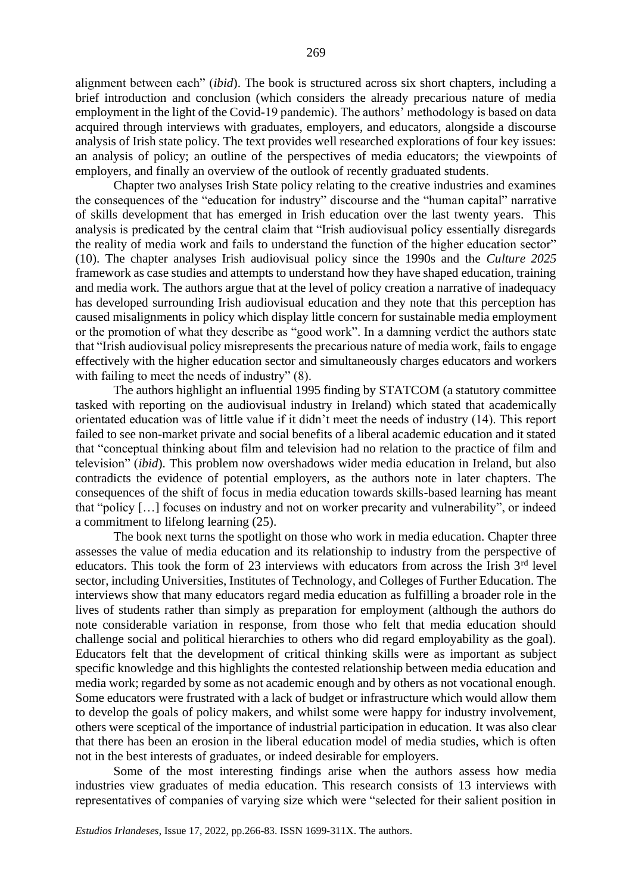alignment between each" (*ibid*). The book is structured across six short chapters, including a brief introduction and conclusion (which considers the already precarious nature of media employment in the light of the Covid-19 pandemic). The authors' methodology is based on data acquired through interviews with graduates, employers, and educators, alongside a discourse analysis of Irish state policy. The text provides well researched explorations of four key issues: an analysis of policy; an outline of the perspectives of media educators; the viewpoints of employers, and finally an overview of the outlook of recently graduated students.

Chapter two analyses Irish State policy relating to the creative industries and examines the consequences of the "education for industry" discourse and the "human capital" narrative of skills development that has emerged in Irish education over the last twenty years. This analysis is predicated by the central claim that "Irish audiovisual policy essentially disregards the reality of media work and fails to understand the function of the higher education sector" (10). The chapter analyses Irish audiovisual policy since the 1990s and the *Culture 2025* framework as case studies and attempts to understand how they have shaped education, training and media work. The authors argue that at the level of policy creation a narrative of inadequacy has developed surrounding Irish audiovisual education and they note that this perception has caused misalignments in policy which display little concern for sustainable media employment or the promotion of what they describe as "good work". In a damning verdict the authors state that "Irish audiovisual policy misrepresents the precarious nature of media work, fails to engage effectively with the higher education sector and simultaneously charges educators and workers with failing to meet the needs of industry" (8).

The authors highlight an influential 1995 finding by STATCOM (a statutory committee tasked with reporting on the audiovisual industry in Ireland) which stated that academically orientated education was of little value if it didn't meet the needs of industry (14). This report failed to see non-market private and social benefits of a liberal academic education and it stated that "conceptual thinking about film and television had no relation to the practice of film and television" (*ibid*). This problem now overshadows wider media education in Ireland, but also contradicts the evidence of potential employers, as the authors note in later chapters. The consequences of the shift of focus in media education towards skills-based learning has meant that "policy […] focuses on industry and not on worker precarity and vulnerability", or indeed a commitment to lifelong learning (25).

The book next turns the spotlight on those who work in media education. Chapter three assesses the value of media education and its relationship to industry from the perspective of educators. This took the form of 23 interviews with educators from across the Irish 3rd level sector, including Universities, Institutes of Technology, and Colleges of Further Education. The interviews show that many educators regard media education as fulfilling a broader role in the lives of students rather than simply as preparation for employment (although the authors do note considerable variation in response, from those who felt that media education should challenge social and political hierarchies to others who did regard employability as the goal). Educators felt that the development of critical thinking skills were as important as subject specific knowledge and this highlights the contested relationship between media education and media work; regarded by some as not academic enough and by others as not vocational enough. Some educators were frustrated with a lack of budget or infrastructure which would allow them to develop the goals of policy makers, and whilst some were happy for industry involvement, others were sceptical of the importance of industrial participation in education. It was also clear that there has been an erosion in the liberal education model of media studies, which is often not in the best interests of graduates, or indeed desirable for employers.

Some of the most interesting findings arise when the authors assess how media industries view graduates of media education. This research consists of 13 interviews with representatives of companies of varying size which were "selected for their salient position in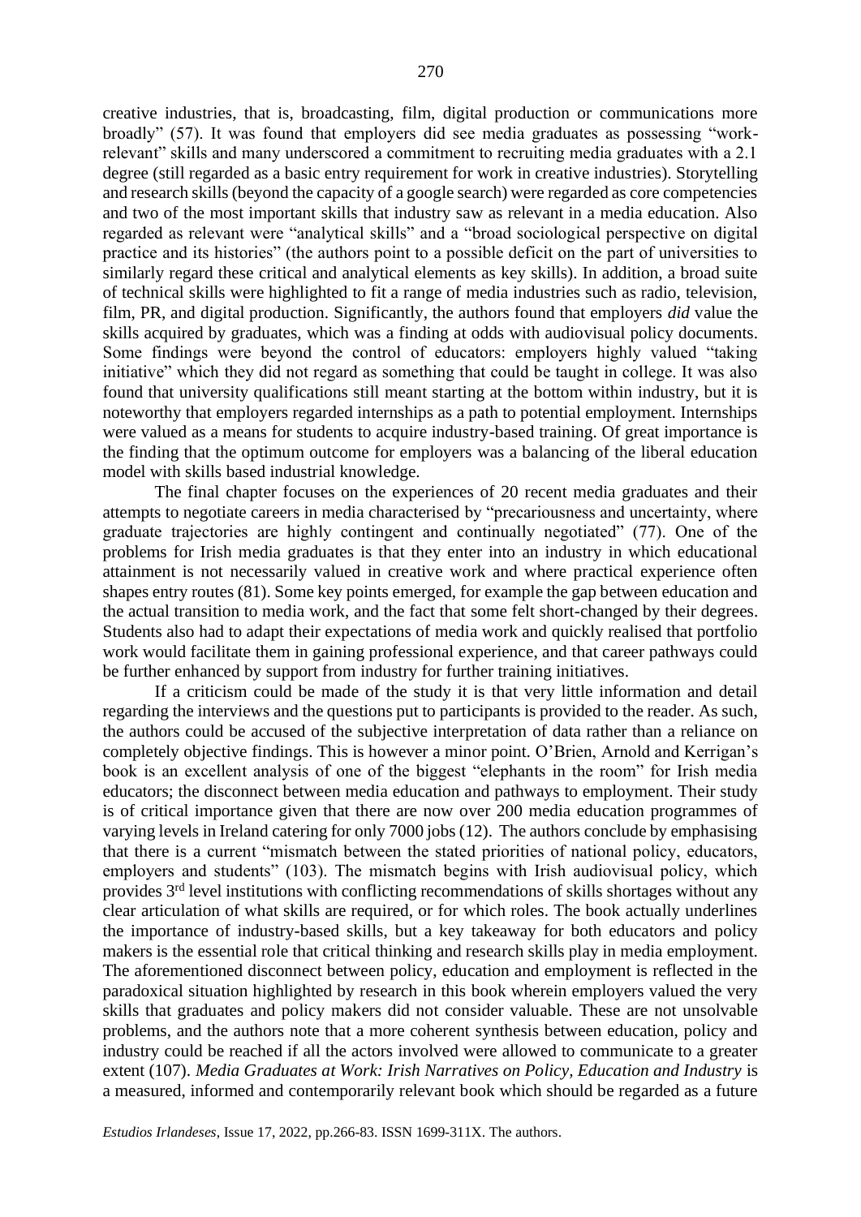creative industries, that is, broadcasting, film, digital production or communications more broadly" (57). It was found that employers did see media graduates as possessing "work-relevant" skills and many underscored a commitment to recruiting media graduates with a 2.1 degree (still regarded as a basic entry requirement for work in creative industries). Storytelling and research skills (beyond the capacity of a google search) were regarded as core competencies and two of the most important skills that industry saw as relevant in a media education. Also regarded as relevant were "analytical skills" and a "broad sociological perspective on digital practice and its histories" (the authors point to a possible deficit on the part of universities to similarly regard these critical and analytical elements as key skills). In addition, a broad suite of technical skills were highlighted to fit a range of media industries such as radio, television, film, PR, and digital production. Significantly, the authors found that employers *did* value the skills acquired by graduates, which was a finding at odds with audiovisual policy documents. Some findings were beyond the control of educators: employers highly valued "taking initiative" which they did not regard as something that could be taught in college. It was also found that university qualifications still meant starting at the bottom within industry, but it is noteworthy that employers regarded internships as a path to potential employment. Internships were valued as a means for students to acquire industry-based training. Of great importance is the finding that the optimum outcome for employers was a balancing of the liberal education model with skills based industrial knowledge.

The final chapter focuses on the experiences of 20 recent media graduates and their attempts to negotiate careers in media characterised by "precariousness and uncertainty, where graduate trajectories are highly contingent and continually negotiated" (77). One of the problems for Irish media graduates is that they enter into an industry in which educational attainment is not necessarily valued in creative work and where practical experience often shapes entry routes (81). Some key points emerged, for example the gap between education and the actual transition to media work, and the fact that some felt short-changed by their degrees. Students also had to adapt their expectations of media work and quickly realised that portfolio work would facilitate them in gaining professional experience, and that career pathways could be further enhanced by support from industry for further training initiatives.

If a criticism could be made of the study it is that very little information and detail regarding the interviews and the questions put to participants is provided to the reader. As such, the authors could be accused of the subjective interpretation of data rather than a reliance on completely objective findings. This is however a minor point. O'Brien, Arnold and Kerrigan's book is an excellent analysis of one of the biggest "elephants in the room" for Irish media educators; the disconnect between media education and pathways to employment. Their study is of critical importance given that there are now over 200 media education programmes of varying levels in Ireland catering for only 7000 jobs (12). The authors conclude by emphasising that there is a current "mismatch between the stated priorities of national policy, educators, employers and students" (103). The mismatch begins with Irish audiovisual policy, which provides 3rd level institutions with conflicting recommendations of skills shortages without any clear articulation of what skills are required, or for which roles. The book actually underlines the importance of industry-based skills, but a key takeaway for both educators and policy makers is the essential role that critical thinking and research skills play in media employment. The aforementioned disconnect between policy, education and employment is reflected in the paradoxical situation highlighted by research in this book wherein employers valued the very skills that graduates and policy makers did not consider valuable. These are not unsolvable problems, and the authors note that a more coherent synthesis between education, policy and industry could be reached if all the actors involved were allowed to communicate to a greater extent (107). *Media Graduates at Work: Irish Narratives on Policy, Education and Industry* is a measured, informed and contemporarily relevant book which should be regarded as a future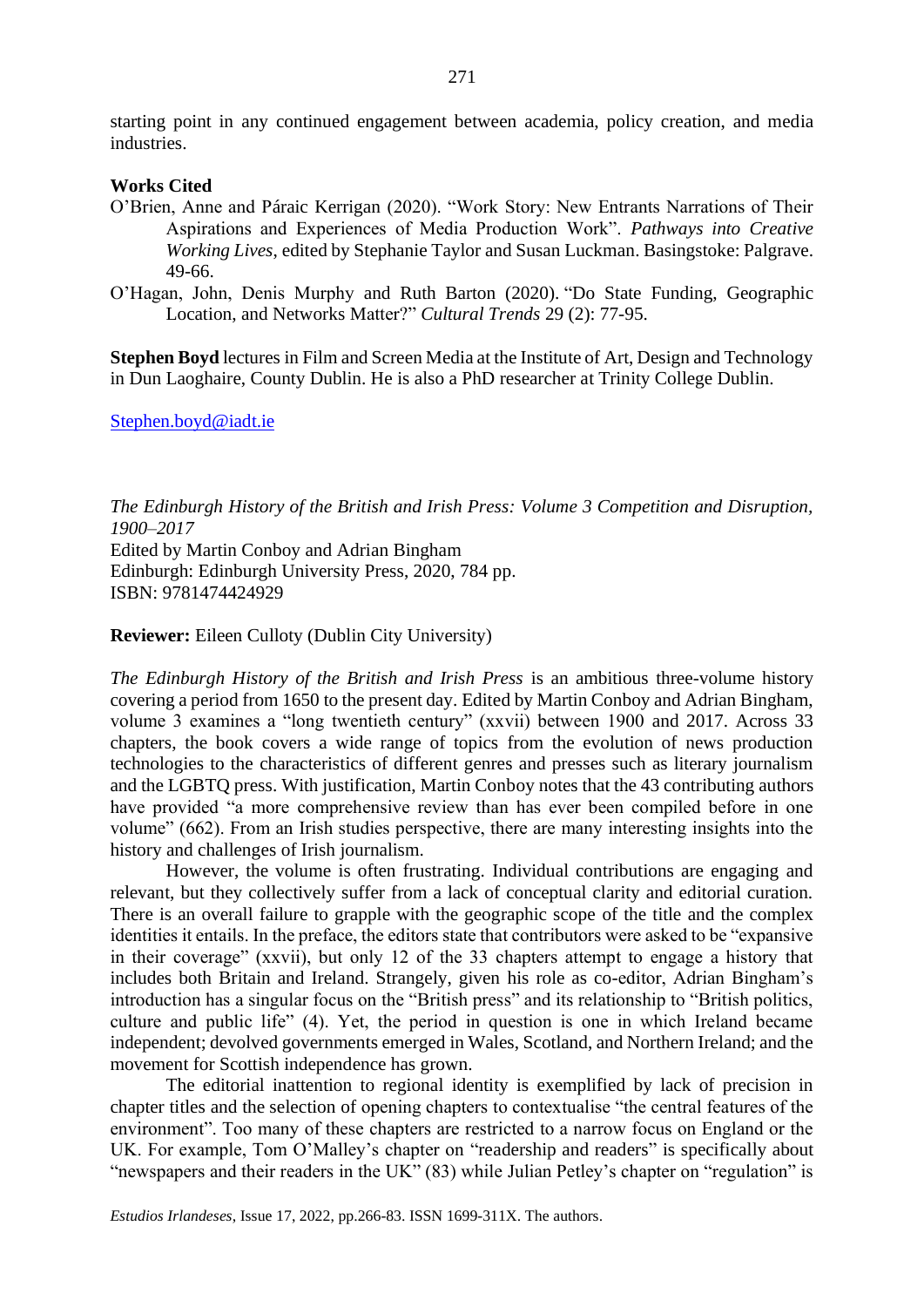starting point in any continued engagement between academia, policy creation, and media industries.

**Works Cited**

O'Brien, Anne and Páraic Kerrigan (2020). "Work Story: New Entrants Narrations of Their Aspirations and Experiences of Media Production Work". *Pathways into Creative Working Lives*, edited by Stephanie Taylor and Susan Luckman. Basingstoke: Palgrave. 49-66.

O'Hagan, John, Denis Murphy and Ruth Barton (2020). "Do State Funding, Geographic Location, and Networks Matter?" *Cultural Trends* 29 (2): 77-95.

**Stephen Boyd** lectures in Film and Screen Media at the Institute of Art, Design and Technology in Dun Laoghaire, County Dublin. He is also a PhD researcher at Trinity College Dublin.

Stephen.boyd@iadt.ie

*The Edinburgh History of the British and Irish Press: Volume 3 Competition and Disruption, 1900–2017*
Edited by Martin Conboy and Adrian Bingham
Edinburgh: Edinburgh University Press, 2020, 784 pp.
ISBN: 9781474424929

**Reviewer:** Eileen Culloty (Dublin City University)

*The Edinburgh History of the British and Irish Press* is an ambitious three-volume history covering a period from 1650 to the present day. Edited by Martin Conboy and Adrian Bingham, volume 3 examines a "long twentieth century" (xxvii) between 1900 and 2017. Across 33 chapters, the book covers a wide range of topics from the evolution of news production technologies to the characteristics of different genres and presses such as literary journalism and the LGBTQ press. With justification, Martin Conboy notes that the 43 contributing authors have provided "a more comprehensive review than has ever been compiled before in one volume" (662). From an Irish studies perspective, there are many interesting insights into the history and challenges of Irish journalism.

However, the volume is often frustrating. Individual contributions are engaging and relevant, but they collectively suffer from a lack of conceptual clarity and editorial curation. There is an overall failure to grapple with the geographic scope of the title and the complex identities it entails. In the preface, the editors state that contributors were asked to be "expansive in their coverage" (xxvii), but only 12 of the 33 chapters attempt to engage a history that includes both Britain and Ireland. Strangely, given his role as co-editor, Adrian Bingham's introduction has a singular focus on the "British press" and its relationship to "British politics, culture and public life" (4). Yet, the period in question is one in which Ireland became independent; devolved governments emerged in Wales, Scotland, and Northern Ireland; and the movement for Scottish independence has grown.

The editorial inattention to regional identity is exemplified by lack of precision in chapter titles and the selection of opening chapters to contextualise "the central features of the environment". Too many of these chapters are restricted to a narrow focus on England or the UK. For example, Tom O'Malley's chapter on "readership and readers" is specifically about "newspapers and their readers in the UK" (83) while Julian Petley's chapter on "regulation" is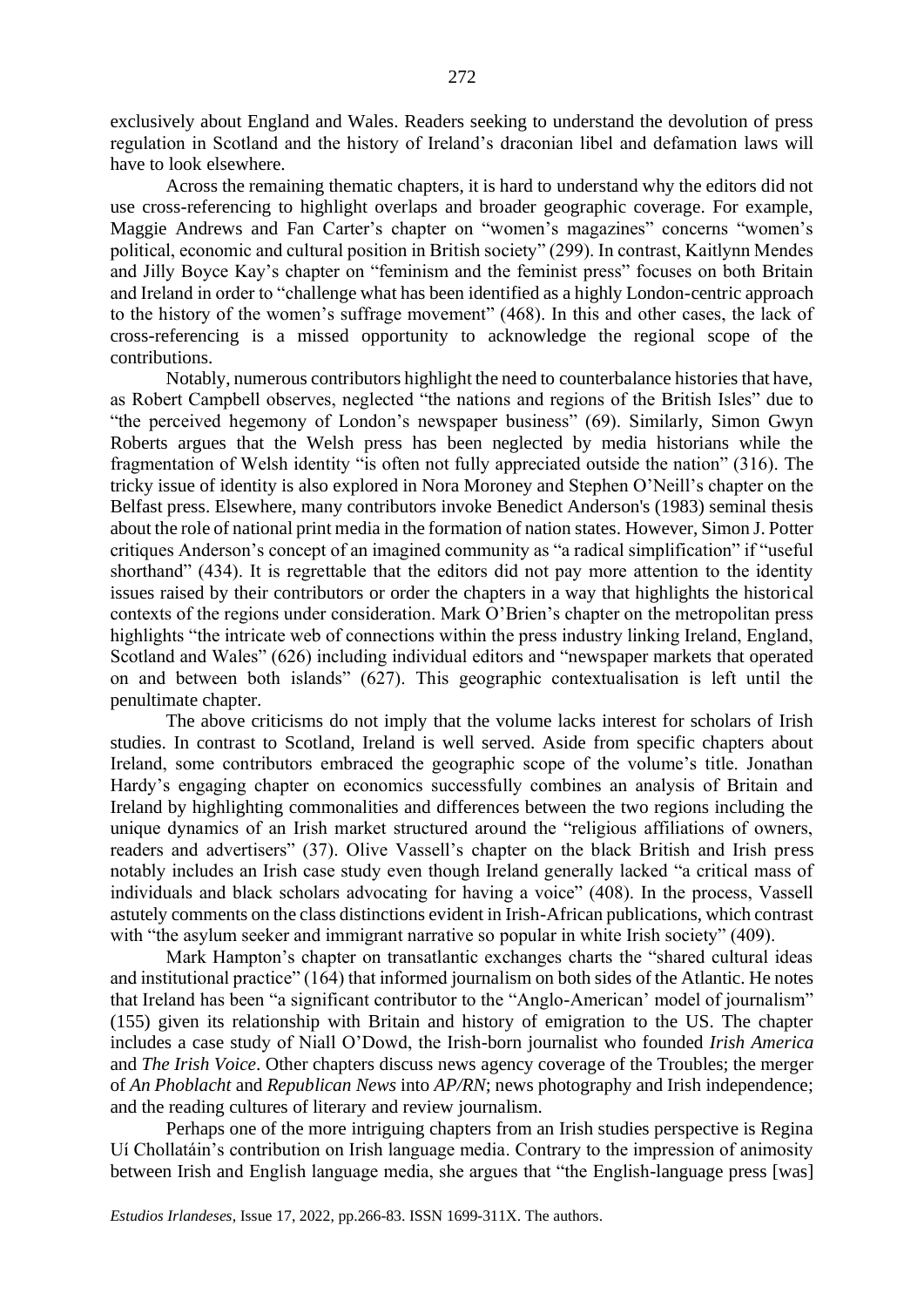exclusively about England and Wales. Readers seeking to understand the devolution of press regulation in Scotland and the history of Ireland's draconian libel and defamation laws will have to look elsewhere.

Across the remaining thematic chapters, it is hard to understand why the editors did not use cross-referencing to highlight overlaps and broader geographic coverage. For example, Maggie Andrews and Fan Carter's chapter on "women's magazines" concerns "women's political, economic and cultural position in British society" (299). In contrast, Kaitlynn Mendes and Jilly Boyce Kay's chapter on "feminism and the feminist press" focuses on both Britain and Ireland in order to "challenge what has been identified as a highly London-centric approach to the history of the women's suffrage movement" (468). In this and other cases, the lack of cross-referencing is a missed opportunity to acknowledge the regional scope of the contributions.

Notably, numerous contributors highlight the need to counterbalance histories that have, as Robert Campbell observes, neglected "the nations and regions of the British Isles" due to "the perceived hegemony of London's newspaper business" (69). Similarly, Simon Gwyn Roberts argues that the Welsh press has been neglected by media historians while the fragmentation of Welsh identity "is often not fully appreciated outside the nation" (316). The tricky issue of identity is also explored in Nora Moroney and Stephen O'Neill's chapter on the Belfast press. Elsewhere, many contributors invoke Benedict Anderson's (1983) seminal thesis about the role of national print media in the formation of nation states. However, Simon J. Potter critiques Anderson's concept of an imagined community as "a radical simplification" if "useful shorthand" (434). It is regrettable that the editors did not pay more attention to the identity issues raised by their contributors or order the chapters in a way that highlights the historical contexts of the regions under consideration. Mark O'Brien's chapter on the metropolitan press highlights "the intricate web of connections within the press industry linking Ireland, England, Scotland and Wales" (626) including individual editors and "newspaper markets that operated on and between both islands" (627). This geographic contextualisation is left until the penultimate chapter.

The above criticisms do not imply that the volume lacks interest for scholars of Irish studies. In contrast to Scotland, Ireland is well served. Aside from specific chapters about Ireland, some contributors embraced the geographic scope of the volume's title. Jonathan Hardy's engaging chapter on economics successfully combines an analysis of Britain and Ireland by highlighting commonalities and differences between the two regions including the unique dynamics of an Irish market structured around the "religious affiliations of owners, readers and advertisers" (37). Olive Vassell's chapter on the black British and Irish press notably includes an Irish case study even though Ireland generally lacked "a critical mass of individuals and black scholars advocating for having a voice" (408). In the process, Vassell astutely comments on the class distinctions evident in Irish-African publications, which contrast with "the asylum seeker and immigrant narrative so popular in white Irish society" (409).

Mark Hampton's chapter on transatlantic exchanges charts the "shared cultural ideas and institutional practice" (164) that informed journalism on both sides of the Atlantic. He notes that Ireland has been "a significant contributor to the "Anglo-American' model of journalism" (155) given its relationship with Britain and history of emigration to the US. The chapter includes a case study of Niall O'Dowd, the Irish-born journalist who founded *Irish America* and *The Irish Voice*. Other chapters discuss news agency coverage of the Troubles; the merger of *An Phoblacht* and *Republican News* into *AP/RN*; news photography and Irish independence; and the reading cultures of literary and review journalism.

Perhaps one of the more intriguing chapters from an Irish studies perspective is Regina Uí Chollatáin's contribution on Irish language media. Contrary to the impression of animosity between Irish and English language media, she argues that "the English-language press [was]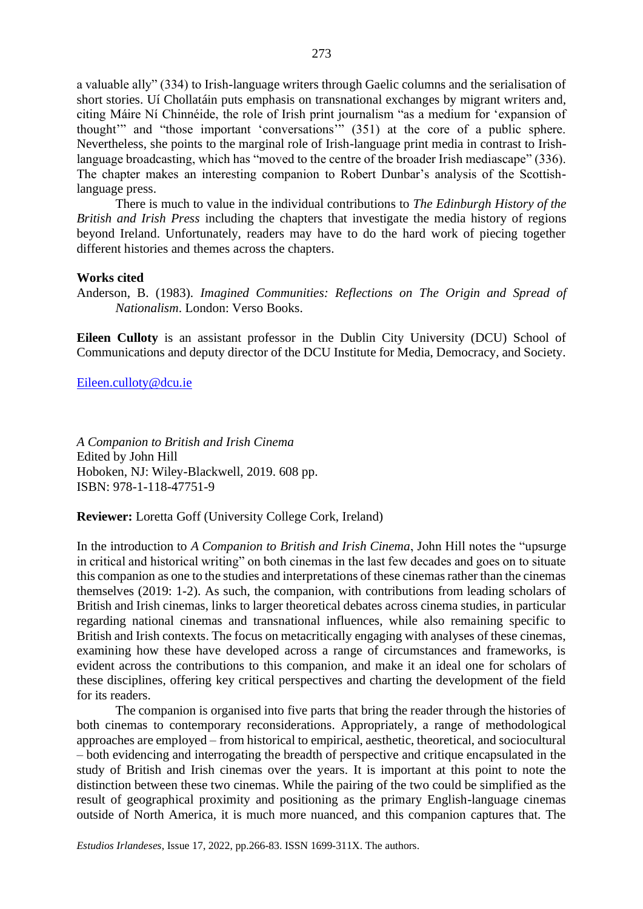a valuable ally" (334) to Irish-language writers through Gaelic columns and the serialisation of short stories. Uí Chollatáin puts emphasis on transnational exchanges by migrant writers and, citing Máire Ní Chinnéide, the role of Irish print journalism "as a medium for 'expansion of thought'" and "those important 'conversations'" (351) at the core of a public sphere. Nevertheless, she points to the marginal role of Irish-language print media in contrast to Irish-language broadcasting, which has "moved to the centre of the broader Irish mediascape" (336). The chapter makes an interesting companion to Robert Dunbar's analysis of the Scottish-language press.

There is much to value in the individual contributions to *The Edinburgh History of the British and Irish Press* including the chapters that investigate the media history of regions beyond Ireland. Unfortunately, readers may have to do the hard work of piecing together different histories and themes across the chapters.

**Works cited**

Anderson, B. (1983). *Imagined Communities: Reflections on The Origin and Spread of Nationalism*. London: Verso Books.

**Eileen Culloty** is an assistant professor in the Dublin City University (DCU) School of Communications and deputy director of the DCU Institute for Media, Democracy, and Society.

Eileen.culloty@dcu.ie

*A Companion to British and Irish Cinema*
Edited by John Hill
Hoboken, NJ: Wiley-Blackwell, 2019. 608 pp.
ISBN: 978-1-118-47751-9

**Reviewer:** Loretta Goff (University College Cork, Ireland)

In the introduction to *A Companion to British and Irish Cinema*, John Hill notes the "upsurge in critical and historical writing" on both cinemas in the last few decades and goes on to situate this companion as one to the studies and interpretations of these cinemas rather than the cinemas themselves (2019: 1-2). As such, the companion, with contributions from leading scholars of British and Irish cinemas, links to larger theoretical debates across cinema studies, in particular regarding national cinemas and transnational influences, while also remaining specific to British and Irish contexts. The focus on metacritically engaging with analyses of these cinemas, examining how these have developed across a range of circumstances and frameworks, is evident across the contributions to this companion, and make it an ideal one for scholars of these disciplines, offering key critical perspectives and charting the development of the field for its readers.

The companion is organised into five parts that bring the reader through the histories of both cinemas to contemporary reconsiderations. Appropriately, a range of methodological approaches are employed – from historical to empirical, aesthetic, theoretical, and sociocultural – both evidencing and interrogating the breadth of perspective and critique encapsulated in the study of British and Irish cinemas over the years. It is important at this point to note the distinction between these two cinemas. While the pairing of the two could be simplified as the result of geographical proximity and positioning as the primary English-language cinemas outside of North America, it is much more nuanced, and this companion captures that. The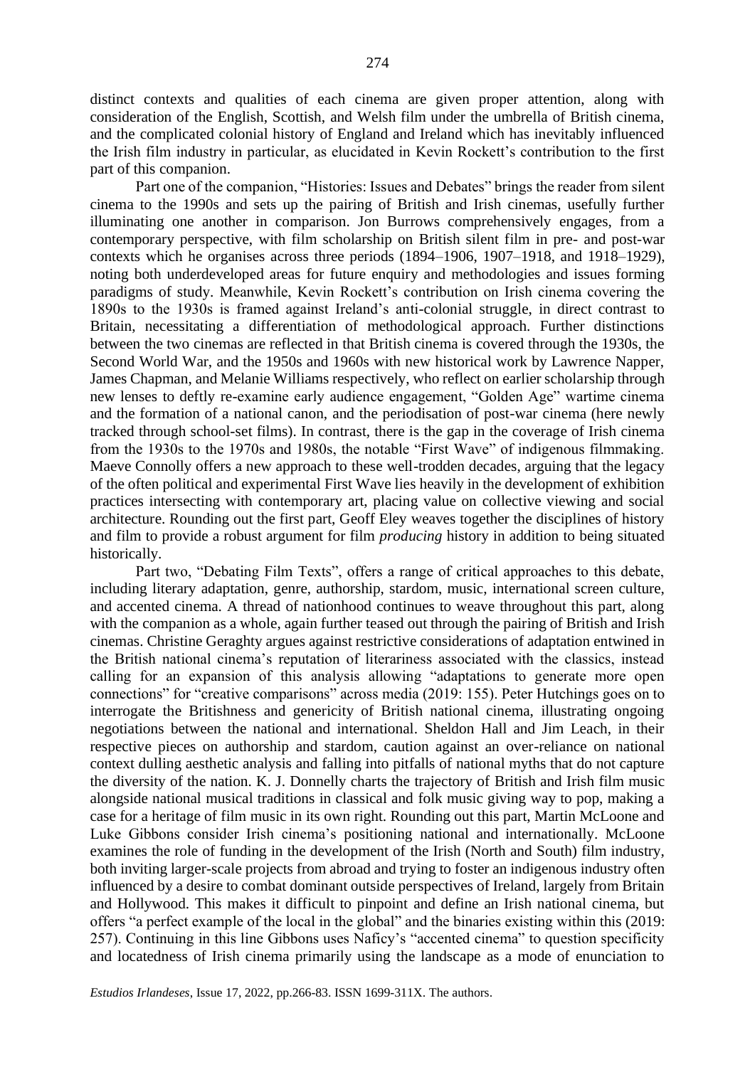distinct contexts and qualities of each cinema are given proper attention, along with consideration of the English, Scottish, and Welsh film under the umbrella of British cinema, and the complicated colonial history of England and Ireland which has inevitably influenced the Irish film industry in particular, as elucidated in Kevin Rockett's contribution to the first part of this companion.

Part one of the companion, "Histories: Issues and Debates" brings the reader from silent cinema to the 1990s and sets up the pairing of British and Irish cinemas, usefully further illuminating one another in comparison. Jon Burrows comprehensively engages, from a contemporary perspective, with film scholarship on British silent film in pre- and post-war contexts which he organises across three periods (1894–1906, 1907–1918, and 1918–1929), noting both underdeveloped areas for future enquiry and methodologies and issues forming paradigms of study. Meanwhile, Kevin Rockett's contribution on Irish cinema covering the 1890s to the 1930s is framed against Ireland's anti-colonial struggle, in direct contrast to Britain, necessitating a differentiation of methodological approach. Further distinctions between the two cinemas are reflected in that British cinema is covered through the 1930s, the Second World War, and the 1950s and 1960s with new historical work by Lawrence Napper, James Chapman, and Melanie Williams respectively, who reflect on earlier scholarship through new lenses to deftly re-examine early audience engagement, "Golden Age" wartime cinema and the formation of a national canon, and the periodisation of post-war cinema (here newly tracked through school-set films). In contrast, there is the gap in the coverage of Irish cinema from the 1930s to the 1970s and 1980s, the notable "First Wave" of indigenous filmmaking. Maeve Connolly offers a new approach to these well-trodden decades, arguing that the legacy of the often political and experimental First Wave lies heavily in the development of exhibition practices intersecting with contemporary art, placing value on collective viewing and social architecture. Rounding out the first part, Geoff Eley weaves together the disciplines of history and film to provide a robust argument for film *producing* history in addition to being situated historically.

Part two, "Debating Film Texts", offers a range of critical approaches to this debate, including literary adaptation, genre, authorship, stardom, music, international screen culture, and accented cinema. A thread of nationhood continues to weave throughout this part, along with the companion as a whole, again further teased out through the pairing of British and Irish cinemas. Christine Geraghty argues against restrictive considerations of adaptation entwined in the British national cinema's reputation of literariness associated with the classics, instead calling for an expansion of this analysis allowing "adaptations to generate more open connections" for "creative comparisons" across media (2019: 155). Peter Hutchings goes on to interrogate the Britishness and genericity of British national cinema, illustrating ongoing negotiations between the national and international. Sheldon Hall and Jim Leach, in their respective pieces on authorship and stardom, caution against an over-reliance on national context dulling aesthetic analysis and falling into pitfalls of national myths that do not capture the diversity of the nation. K. J. Donnelly charts the trajectory of British and Irish film music alongside national musical traditions in classical and folk music giving way to pop, making a case for a heritage of film music in its own right. Rounding out this part, Martin McLoone and Luke Gibbons consider Irish cinema's positioning national and internationally. McLoone examines the role of funding in the development of the Irish (North and South) film industry, both inviting larger-scale projects from abroad and trying to foster an indigenous industry often influenced by a desire to combat dominant outside perspectives of Ireland, largely from Britain and Hollywood. This makes it difficult to pinpoint and define an Irish national cinema, but offers "a perfect example of the local in the global" and the binaries existing within this (2019: 257). Continuing in this line Gibbons uses Naficy's "accented cinema" to question specificity and locatedness of Irish cinema primarily using the landscape as a mode of enunciation to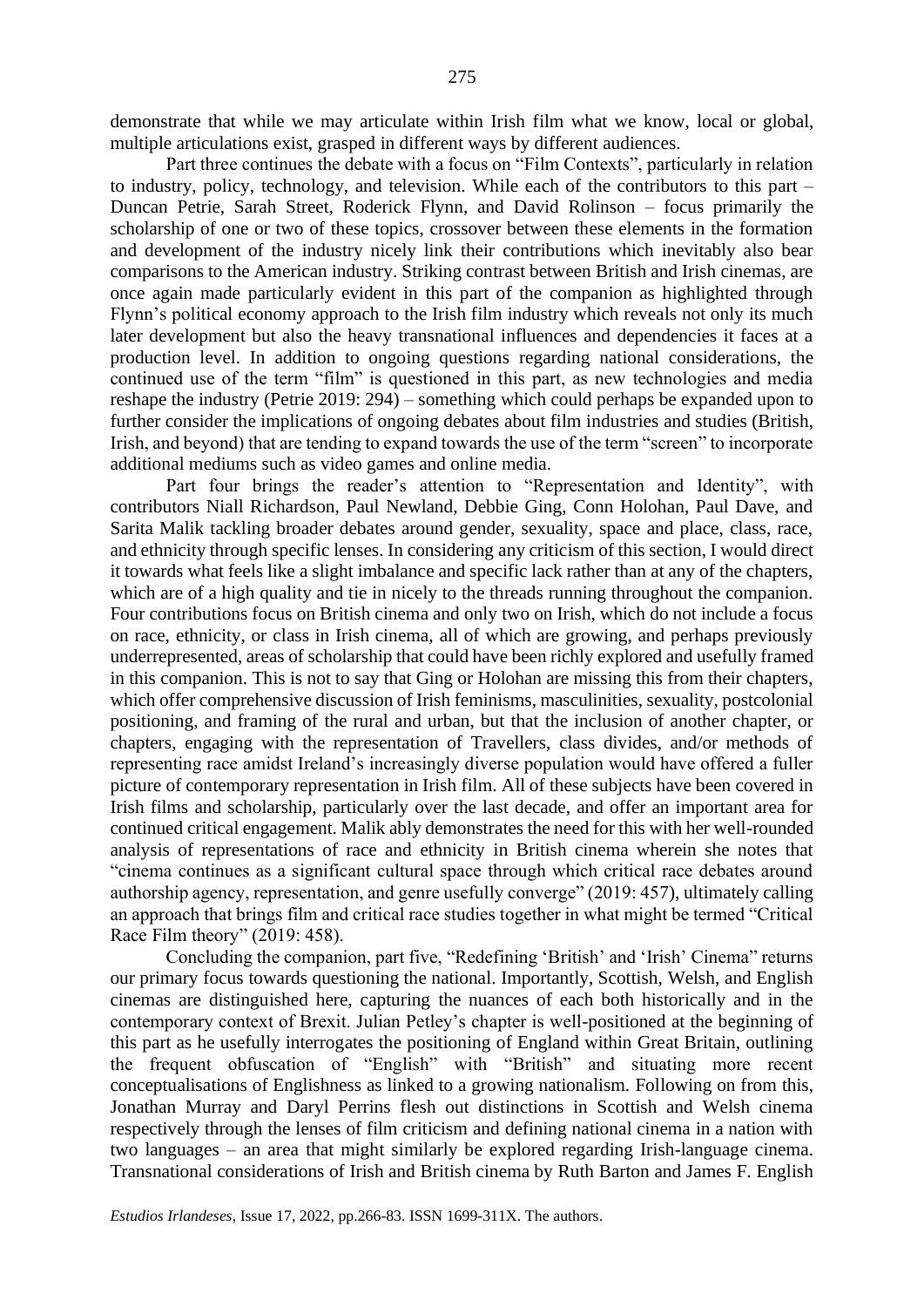demonstrate that while we may articulate within Irish film what we know, local or global, multiple articulations exist, grasped in different ways by different audiences.

Part three continues the debate with a focus on "Film Contexts", particularly in relation to industry, policy, technology, and television. While each of the contributors to this part – Duncan Petrie, Sarah Street, Roderick Flynn, and David Rolinson – focus primarily the scholarship of one or two of these topics, crossover between these elements in the formation and development of the industry nicely link their contributions which inevitably also bear comparisons to the American industry. Striking contrast between British and Irish cinemas, are once again made particularly evident in this part of the companion as highlighted through Flynn's political economy approach to the Irish film industry which reveals not only its much later development but also the heavy transnational influences and dependencies it faces at a production level. In addition to ongoing questions regarding national considerations, the continued use of the term "film" is questioned in this part, as new technologies and media reshape the industry (Petrie 2019: 294) – something which could perhaps be expanded upon to further consider the implications of ongoing debates about film industries and studies (British, Irish, and beyond) that are tending to expand towards the use of the term "screen" to incorporate additional mediums such as video games and online media.

Part four brings the reader's attention to "Representation and Identity", with contributors Niall Richardson, Paul Newland, Debbie Ging, Conn Holohan, Paul Dave, and Sarita Malik tackling broader debates around gender, sexuality, space and place, class, race, and ethnicity through specific lenses. In considering any criticism of this section, I would direct it towards what feels like a slight imbalance and specific lack rather than at any of the chapters, which are of a high quality and tie in nicely to the threads running throughout the companion. Four contributions focus on British cinema and only two on Irish, which do not include a focus on race, ethnicity, or class in Irish cinema, all of which are growing, and perhaps previously underrepresented, areas of scholarship that could have been richly explored and usefully framed in this companion. This is not to say that Ging or Holohan are missing this from their chapters, which offer comprehensive discussion of Irish feminisms, masculinities, sexuality, postcolonial positioning, and framing of the rural and urban, but that the inclusion of another chapter, or chapters, engaging with the representation of Travellers, class divides, and/or methods of representing race amidst Ireland's increasingly diverse population would have offered a fuller picture of contemporary representation in Irish film. All of these subjects have been covered in Irish films and scholarship, particularly over the last decade, and offer an important area for continued critical engagement. Malik ably demonstrates the need for this with her well-rounded analysis of representations of race and ethnicity in British cinema wherein she notes that "cinema continues as a significant cultural space through which critical race debates around authorship agency, representation, and genre usefully converge" (2019: 457), ultimately calling an approach that brings film and critical race studies together in what might be termed "Critical Race Film theory" (2019: 458).

Concluding the companion, part five, "Redefining 'British' and 'Irish' Cinema" returns our primary focus towards questioning the national. Importantly, Scottish, Welsh, and English cinemas are distinguished here, capturing the nuances of each both historically and in the contemporary context of Brexit. Julian Petley's chapter is well-positioned at the beginning of this part as he usefully interrogates the positioning of England within Great Britain, outlining the frequent obfuscation of "English" with "British" and situating more recent conceptualisations of Englishness as linked to a growing nationalism. Following on from this, Jonathan Murray and Daryl Perrins flesh out distinctions in Scottish and Welsh cinema respectively through the lenses of film criticism and defining national cinema in a nation with two languages – an area that might similarly be explored regarding Irish-language cinema. Transnational considerations of Irish and British cinema by Ruth Barton and James F. English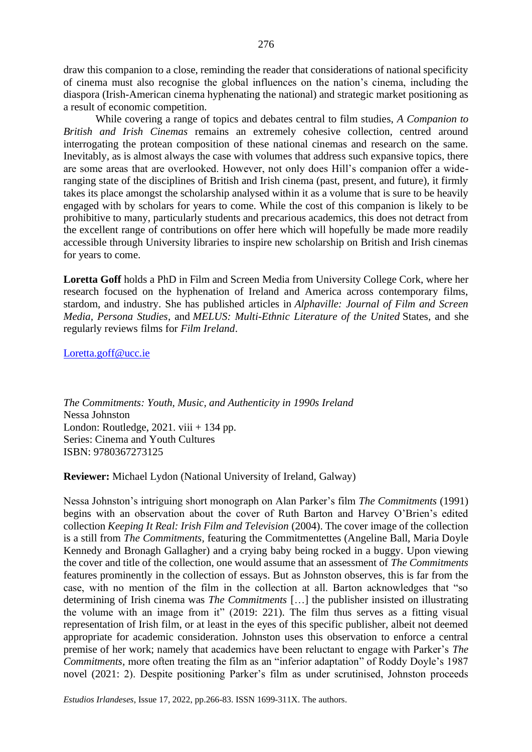draw this companion to a close, reminding the reader that considerations of national specificity of cinema must also recognise the global influences on the nation's cinema, including the diaspora (Irish-American cinema hyphenating the national) and strategic market positioning as a result of economic competition.

While covering a range of topics and debates central to film studies, *A Companion to British and Irish Cinemas* remains an extremely cohesive collection, centred around interrogating the protean composition of these national cinemas and research on the same. Inevitably, as is almost always the case with volumes that address such expansive topics, there are some areas that are overlooked. However, not only does Hill's companion offer a wide-ranging state of the disciplines of British and Irish cinema (past, present, and future), it firmly takes its place amongst the scholarship analysed within it as a volume that is sure to be heavily engaged with by scholars for years to come. While the cost of this companion is likely to be prohibitive to many, particularly students and precarious academics, this does not detract from the excellent range of contributions on offer here which will hopefully be made more readily accessible through University libraries to inspire new scholarship on British and Irish cinemas for years to come.

**Loretta Goff** holds a PhD in Film and Screen Media from University College Cork, where her research focused on the hyphenation of Ireland and America across contemporary films, stardom, and industry. She has published articles in *Alphaville: Journal of Film and Screen Media*, *Persona Studies*, and *MELUS: Multi-Ethnic Literature of the United* States, and she regularly reviews films for *Film Ireland*.

Loretta.goff@ucc.ie

*The Commitments: Youth, Music, and Authenticity in 1990s Ireland*
Nessa Johnston
London: Routledge, 2021. viii + 134 pp.
Series: Cinema and Youth Cultures
ISBN: 9780367273125

**Reviewer:** Michael Lydon (National University of Ireland, Galway)

Nessa Johnston's intriguing short monograph on Alan Parker's film *The Commitments* (1991) begins with an observation about the cover of Ruth Barton and Harvey O'Brien's edited collection *Keeping It Real: Irish Film and Television* (2004). The cover image of the collection is a still from *The Commitments,* featuring the Commitmentettes (Angeline Ball, Maria Doyle Kennedy and Bronagh Gallagher) and a crying baby being rocked in a buggy. Upon viewing the cover and title of the collection, one would assume that an assessment of *The Commitments* features prominently in the collection of essays. But as Johnston observes, this is far from the case, with no mention of the film in the collection at all. Barton acknowledges that "so determining of Irish cinema was *The Commitments* […] the publisher insisted on illustrating the volume with an image from it" (2019: 221). The film thus serves as a fitting visual representation of Irish film, or at least in the eyes of this specific publisher, albeit not deemed appropriate for academic consideration. Johnston uses this observation to enforce a central premise of her work; namely that academics have been reluctant to engage with Parker's *The Commitments,* more often treating the film as an "inferior adaptation" of Roddy Doyle's 1987 novel (2021: 2). Despite positioning Parker's film as under scrutinised, Johnston proceeds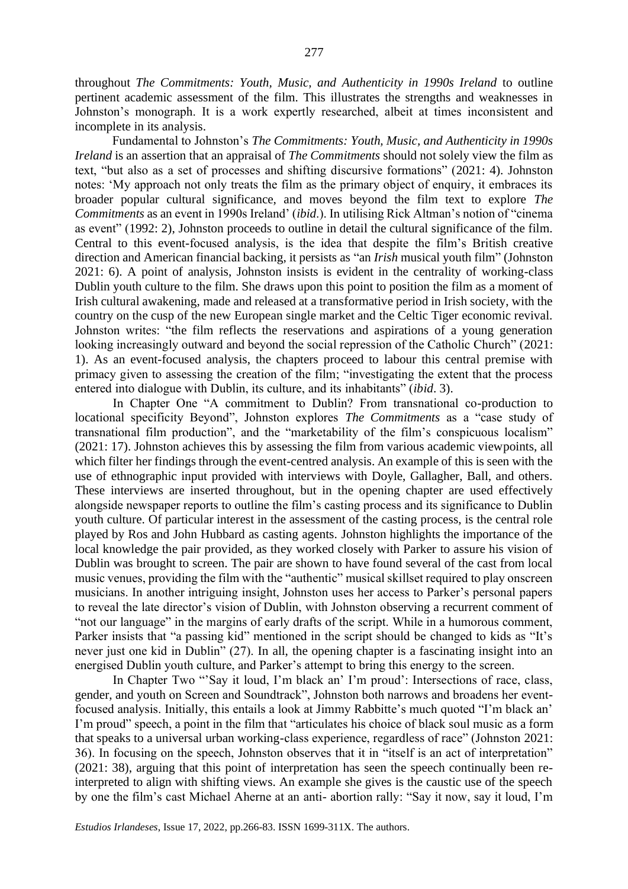throughout *The Commitments: Youth, Music, and Authenticity in 1990s Ireland* to outline pertinent academic assessment of the film. This illustrates the strengths and weaknesses in Johnston's monograph. It is a work expertly researched, albeit at times inconsistent and incomplete in its analysis.

Fundamental to Johnston's *The Commitments: Youth, Music, and Authenticity in 1990s Ireland* is an assertion that an appraisal of *The Commitments* should not solely view the film as text, "but also as a set of processes and shifting discursive formations" (2021: 4). Johnston notes: 'My approach not only treats the film as the primary object of enquiry, it embraces its broader popular cultural significance, and moves beyond the film text to explore *The Commitments* as an event in 1990s Ireland' (*ibid.*). In utilising Rick Altman's notion of "cinema as event" (1992: 2), Johnston proceeds to outline in detail the cultural significance of the film. Central to this event-focused analysis, is the idea that despite the film's British creative direction and American financial backing, it persists as "an *Irish* musical youth film" (Johnston 2021: 6). A point of analysis, Johnston insists is evident in the centrality of working-class Dublin youth culture to the film. She draws upon this point to position the film as a moment of Irish cultural awakening, made and released at a transformative period in Irish society, with the country on the cusp of the new European single market and the Celtic Tiger economic revival. Johnston writes: "the film reflects the reservations and aspirations of a young generation looking increasingly outward and beyond the social repression of the Catholic Church" (2021: 1). As an event-focused analysis, the chapters proceed to labour this central premise with primacy given to assessing the creation of the film; "investigating the extent that the process entered into dialogue with Dublin, its culture, and its inhabitants" (*ibid*. 3).

In Chapter One "A commitment to Dublin? From transnational co-production to locational specificity Beyond", Johnston explores *The Commitments* as a "case study of transnational film production", and the "marketability of the film's conspicuous localism" (2021: 17). Johnston achieves this by assessing the film from various academic viewpoints, all which filter her findings through the event-centred analysis. An example of this is seen with the use of ethnographic input provided with interviews with Doyle, Gallagher, Ball, and others. These interviews are inserted throughout, but in the opening chapter are used effectively alongside newspaper reports to outline the film's casting process and its significance to Dublin youth culture. Of particular interest in the assessment of the casting process, is the central role played by Ros and John Hubbard as casting agents. Johnston highlights the importance of the local knowledge the pair provided, as they worked closely with Parker to assure his vision of Dublin was brought to screen. The pair are shown to have found several of the cast from local music venues, providing the film with the "authentic" musical skillset required to play onscreen musicians. In another intriguing insight, Johnston uses her access to Parker's personal papers to reveal the late director's vision of Dublin, with Johnston observing a recurrent comment of "not our language" in the margins of early drafts of the script. While in a humorous comment, Parker insists that "a passing kid" mentioned in the script should be changed to kids as "It's never just one kid in Dublin" (27). In all, the opening chapter is a fascinating insight into an energised Dublin youth culture, and Parker's attempt to bring this energy to the screen.

In Chapter Two "'Say it loud, I'm black an' I'm proud': Intersections of race, class, gender, and youth on Screen and Soundtrack", Johnston both narrows and broadens her event-focused analysis. Initially, this entails a look at Jimmy Rabbitte's much quoted "I'm black an' I'm proud" speech, a point in the film that "articulates his choice of black soul music as a form that speaks to a universal urban working-class experience, regardless of race" (Johnston 2021: 36). In focusing on the speech, Johnston observes that it in "itself is an act of interpretation" (2021: 38), arguing that this point of interpretation has seen the speech continually been re-interpreted to align with shifting views. An example she gives is the caustic use of the speech by one the film's cast Michael Aherne at an anti- abortion rally: "Say it now, say it loud, I'm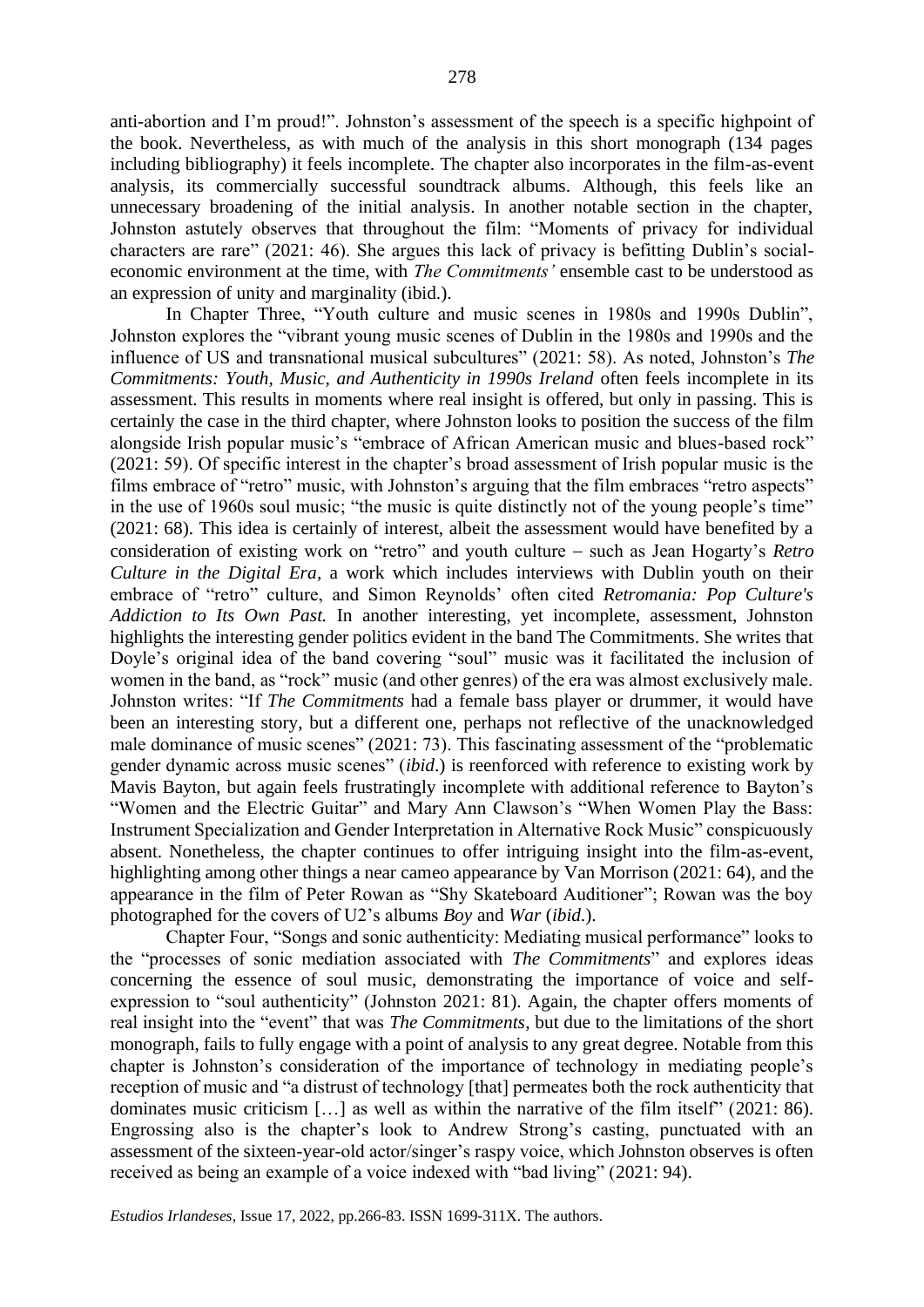anti-abortion and I'm proud!". Johnston's assessment of the speech is a specific highpoint of the book. Nevertheless, as with much of the analysis in this short monograph (134 pages including bibliography) it feels incomplete. The chapter also incorporates in the film-as-event analysis, its commercially successful soundtrack albums. Although, this feels like an unnecessary broadening of the initial analysis. In another notable section in the chapter, Johnston astutely observes that throughout the film: "Moments of privacy for individual characters are rare" (2021: 46). She argues this lack of privacy is befitting Dublin's social-economic environment at the time, with *The Commitments'* ensemble cast to be understood as an expression of unity and marginality (ibid.).

In Chapter Three, "Youth culture and music scenes in 1980s and 1990s Dublin", Johnston explores the "vibrant young music scenes of Dublin in the 1980s and 1990s and the influence of US and transnational musical subcultures" (2021: 58). As noted, Johnston's *The Commitments: Youth, Music, and Authenticity in 1990s Ireland* often feels incomplete in its assessment. This results in moments where real insight is offered, but only in passing. This is certainly the case in the third chapter, where Johnston looks to position the success of the film alongside Irish popular music's "embrace of African American music and blues-based rock" (2021: 59). Of specific interest in the chapter's broad assessment of Irish popular music is the films embrace of "retro" music, with Johnston's arguing that the film embraces "retro aspects" in the use of 1960s soul music; "the music is quite distinctly not of the young people's time" (2021: 68). This idea is certainly of interest, albeit the assessment would have benefited by a consideration of existing work on "retro" and youth culture – such as Jean Hogarty's *Retro Culture in the Digital Era*, a work which includes interviews with Dublin youth on their embrace of "retro" culture, and Simon Reynolds' often cited *Retromania: Pop Culture's Addiction to Its Own Past.* In another interesting, yet incomplete, assessment, Johnston highlights the interesting gender politics evident in the band The Commitments. She writes that Doyle's original idea of the band covering "soul" music was it facilitated the inclusion of women in the band, as "rock" music (and other genres) of the era was almost exclusively male. Johnston writes: "If *The Commitments* had a female bass player or drummer, it would have been an interesting story, but a different one, perhaps not reflective of the unacknowledged male dominance of music scenes" (2021: 73). This fascinating assessment of the "problematic gender dynamic across music scenes" (*ibid*.) is reenforced with reference to existing work by Mavis Bayton, but again feels frustratingly incomplete with additional reference to Bayton's "Women and the Electric Guitar" and Mary Ann Clawson's "When Women Play the Bass: Instrument Specialization and Gender Interpretation in Alternative Rock Music" conspicuously absent. Nonetheless, the chapter continues to offer intriguing insight into the film-as-event, highlighting among other things a near cameo appearance by Van Morrison (2021: 64), and the appearance in the film of Peter Rowan as "Shy Skateboard Auditioner"; Rowan was the boy photographed for the covers of U2's albums *Boy* and *War* (*ibid*.).

Chapter Four, "Songs and sonic authenticity: Mediating musical performance" looks to the "processes of sonic mediation associated with *The Commitments*" and explores ideas concerning the essence of soul music, demonstrating the importance of voice and self-expression to "soul authenticity" (Johnston 2021: 81). Again, the chapter offers moments of real insight into the "event" that was *The Commitments*, but due to the limitations of the short monograph, fails to fully engage with a point of analysis to any great degree. Notable from this chapter is Johnston's consideration of the importance of technology in mediating people's reception of music and "a distrust of technology [that] permeates both the rock authenticity that dominates music criticism […] as well as within the narrative of the film itself" (2021: 86). Engrossing also is the chapter's look to Andrew Strong's casting, punctuated with an assessment of the sixteen-year-old actor/singer's raspy voice, which Johnston observes is often received as being an example of a voice indexed with "bad living" (2021: 94).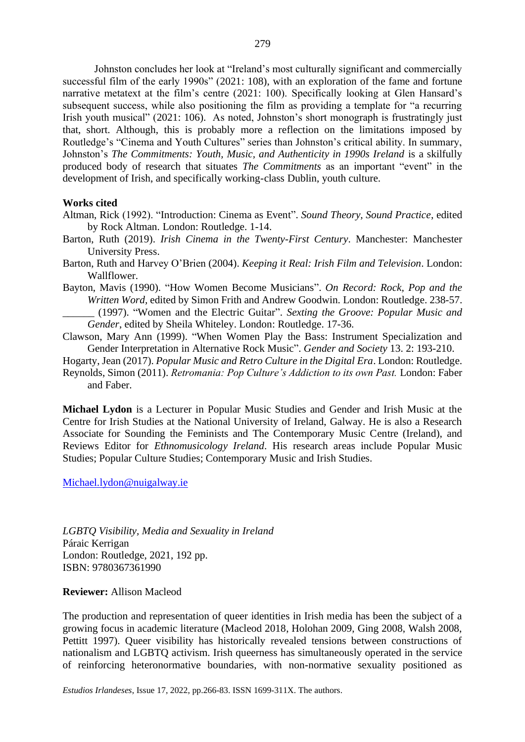Johnston concludes her look at "Ireland's most culturally significant and commercially successful film of the early 1990s" (2021: 108), with an exploration of the fame and fortune narrative metatext at the film's centre (2021: 100). Specifically looking at Glen Hansard's subsequent success, while also positioning the film as providing a template for "a recurring Irish youth musical" (2021: 106). As noted, Johnston's short monograph is frustratingly just that, short. Although, this is probably more a reflection on the limitations imposed by Routledge's "Cinema and Youth Cultures" series than Johnston's critical ability. In summary, Johnston's *The Commitments: Youth, Music, and Authenticity in 1990s Ireland* is a skilfully produced body of research that situates *The Commitments* as an important "event" in the development of Irish, and specifically working-class Dublin, youth culture.

**Works cited**

Altman, Rick (1992). "Introduction: Cinema as Event". *Sound Theory, Sound Practice*, edited by Rock Altman. London: Routledge. 1-14.

Barton, Ruth (2019). *Irish Cinema in the Twenty-First Century*. Manchester: Manchester University Press.

Barton, Ruth and Harvey O'Brien (2004). *Keeping it Real: Irish Film and Television*. London: Wallflower.

Bayton, Mavis (1990). "How Women Become Musicians". *On Record: Rock, Pop and the Written Word*, edited by Simon Frith and Andrew Goodwin. London: Routledge. 238-57.

______ (1997). "Women and the Electric Guitar". *Sexting the Groove: Popular Music and Gender*, edited by Sheila Whiteley. London: Routledge. 17-36.

Clawson, Mary Ann (1999). "When Women Play the Bass: Instrument Specialization and Gender Interpretation in Alternative Rock Music". *Gender and Society* 13. 2: 193-210.

Hogarty, Jean (2017). *Popular Music and Retro Culture in the Digital Era*. London: Routledge.

Reynolds, Simon (2011). *Retromania: Pop Culture's Addiction to its own Past.* London: Faber and Faber.

**Michael Lydon** is a Lecturer in Popular Music Studies and Gender and Irish Music at the Centre for Irish Studies at the National University of Ireland, Galway. He is also a Research Associate for Sounding the Feminists and The Contemporary Music Centre (Ireland), and Reviews Editor for *Ethnomusicology Ireland*. His research areas include Popular Music Studies; Popular Culture Studies; Contemporary Music and Irish Studies.

Michael.lydon@nuigalway.ie

*LGBTQ Visibility, Media and Sexuality in Ireland*
Páraic Kerrigan
London: Routledge, 2021, 192 pp.
ISBN: 9780367361990

**Reviewer:** Allison Macleod

The production and representation of queer identities in Irish media has been the subject of a growing focus in academic literature (Macleod 2018, Holohan 2009, Ging 2008, Walsh 2008, Pettitt 1997). Queer visibility has historically revealed tensions between constructions of nationalism and LGBTQ activism. Irish queerness has simultaneously operated in the service of reinforcing heteronormative boundaries, with non-normative sexuality positioned as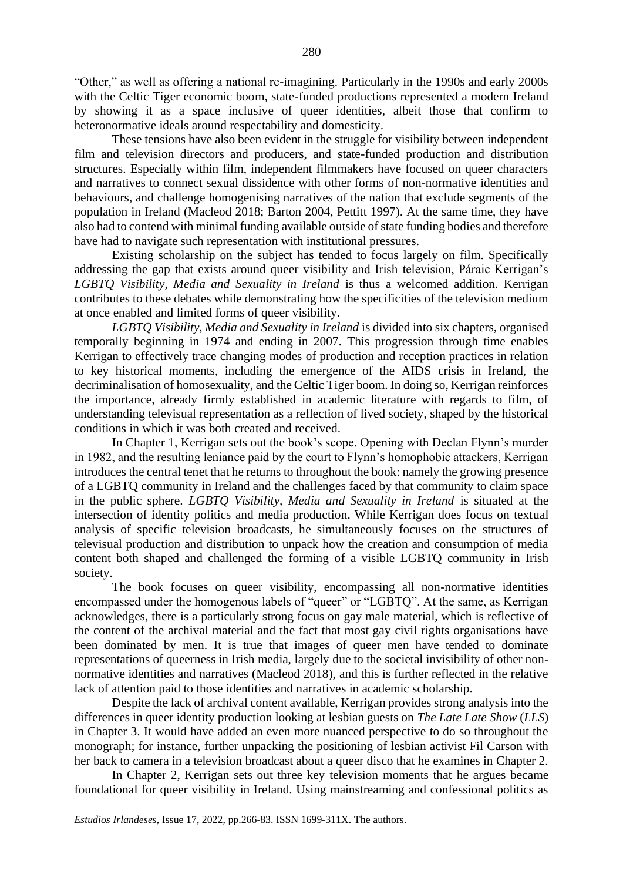"Other," as well as offering a national re-imagining. Particularly in the 1990s and early 2000s with the Celtic Tiger economic boom, state-funded productions represented a modern Ireland by showing it as a space inclusive of queer identities, albeit those that confirm to heteronormative ideals around respectability and domesticity.

These tensions have also been evident in the struggle for visibility between independent film and television directors and producers, and state-funded production and distribution structures. Especially within film, independent filmmakers have focused on queer characters and narratives to connect sexual dissidence with other forms of non-normative identities and behaviours, and challenge homogenising narratives of the nation that exclude segments of the population in Ireland (Macleod 2018; Barton 2004, Pettitt 1997). At the same time, they have also had to contend with minimal funding available outside of state funding bodies and therefore have had to navigate such representation with institutional pressures.

Existing scholarship on the subject has tended to focus largely on film. Specifically addressing the gap that exists around queer visibility and Irish television, Páraic Kerrigan's *LGBTQ Visibility, Media and Sexuality in Ireland* is thus a welcomed addition. Kerrigan contributes to these debates while demonstrating how the specificities of the television medium at once enabled and limited forms of queer visibility.

*LGBTQ Visibility, Media and Sexuality in Ireland* is divided into six chapters, organised temporally beginning in 1974 and ending in 2007. This progression through time enables Kerrigan to effectively trace changing modes of production and reception practices in relation to key historical moments, including the emergence of the AIDS crisis in Ireland, the decriminalisation of homosexuality, and the Celtic Tiger boom. In doing so, Kerrigan reinforces the importance, already firmly established in academic literature with regards to film, of understanding televisual representation as a reflection of lived society, shaped by the historical conditions in which it was both created and received.

In Chapter 1, Kerrigan sets out the book's scope. Opening with Declan Flynn's murder in 1982, and the resulting leniance paid by the court to Flynn's homophobic attackers, Kerrigan introduces the central tenet that he returns to throughout the book: namely the growing presence of a LGBTQ community in Ireland and the challenges faced by that community to claim space in the public sphere. *LGBTQ Visibility, Media and Sexuality in Ireland* is situated at the intersection of identity politics and media production. While Kerrigan does focus on textual analysis of specific television broadcasts, he simultaneously focuses on the structures of televisual production and distribution to unpack how the creation and consumption of media content both shaped and challenged the forming of a visible LGBTQ community in Irish society.

The book focuses on queer visibility, encompassing all non-normative identities encompassed under the homogenous labels of "queer" or "LGBTQ". At the same, as Kerrigan acknowledges, there is a particularly strong focus on gay male material, which is reflective of the content of the archival material and the fact that most gay civil rights organisations have been dominated by men. It is true that images of queer men have tended to dominate representations of queerness in Irish media, largely due to the societal invisibility of other non-normative identities and narratives (Macleod 2018), and this is further reflected in the relative lack of attention paid to those identities and narratives in academic scholarship.

Despite the lack of archival content available, Kerrigan provides strong analysis into the differences in queer identity production looking at lesbian guests on *The Late Late Show* (*LLS*) in Chapter 3. It would have added an even more nuanced perspective to do so throughout the monograph; for instance, further unpacking the positioning of lesbian activist Fil Carson with her back to camera in a television broadcast about a queer disco that he examines in Chapter 2.

In Chapter 2, Kerrigan sets out three key television moments that he argues became foundational for queer visibility in Ireland. Using mainstreaming and confessional politics as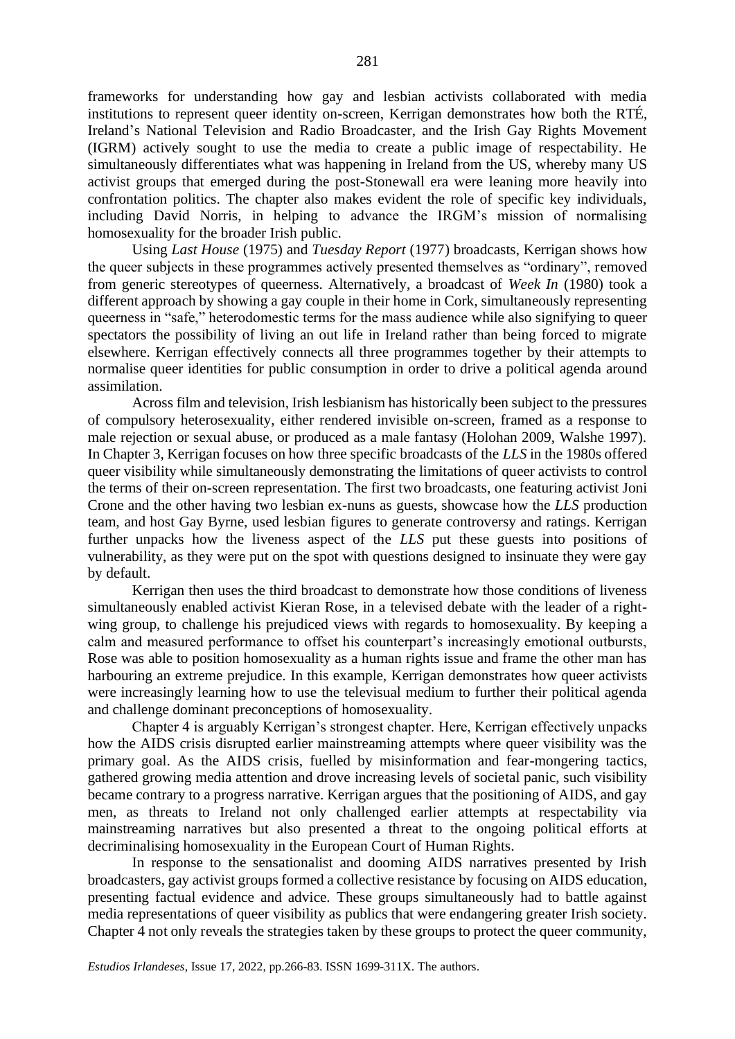frameworks for understanding how gay and lesbian activists collaborated with media institutions to represent queer identity on-screen, Kerrigan demonstrates how both the RTÉ, Ireland's National Television and Radio Broadcaster, and the Irish Gay Rights Movement (IGRM) actively sought to use the media to create a public image of respectability. He simultaneously differentiates what was happening in Ireland from the US, whereby many US activist groups that emerged during the post-Stonewall era were leaning more heavily into confrontation politics. The chapter also makes evident the role of specific key individuals, including David Norris, in helping to advance the IRGM's mission of normalising homosexuality for the broader Irish public.

Using *Last House* (1975) and *Tuesday Report* (1977) broadcasts, Kerrigan shows how the queer subjects in these programmes actively presented themselves as "ordinary", removed from generic stereotypes of queerness. Alternatively, a broadcast of *Week In* (1980) took a different approach by showing a gay couple in their home in Cork, simultaneously representing queerness in "safe," heterodomestic terms for the mass audience while also signifying to queer spectators the possibility of living an out life in Ireland rather than being forced to migrate elsewhere. Kerrigan effectively connects all three programmes together by their attempts to normalise queer identities for public consumption in order to drive a political agenda around assimilation.

Across film and television, Irish lesbianism has historically been subject to the pressures of compulsory heterosexuality, either rendered invisible on-screen, framed as a response to male rejection or sexual abuse, or produced as a male fantasy (Holohan 2009, Walshe 1997). In Chapter 3, Kerrigan focuses on how three specific broadcasts of the *LLS* in the 1980s offered queer visibility while simultaneously demonstrating the limitations of queer activists to control the terms of their on-screen representation. The first two broadcasts, one featuring activist Joni Crone and the other having two lesbian ex-nuns as guests, showcase how the *LLS* production team, and host Gay Byrne, used lesbian figures to generate controversy and ratings. Kerrigan further unpacks how the liveness aspect of the *LLS* put these guests into positions of vulnerability, as they were put on the spot with questions designed to insinuate they were gay by default.

Kerrigan then uses the third broadcast to demonstrate how those conditions of liveness simultaneously enabled activist Kieran Rose, in a televised debate with the leader of a right-wing group, to challenge his prejudiced views with regards to homosexuality. By keeping a calm and measured performance to offset his counterpart's increasingly emotional outbursts, Rose was able to position homosexuality as a human rights issue and frame the other man has harbouring an extreme prejudice. In this example, Kerrigan demonstrates how queer activists were increasingly learning how to use the televisual medium to further their political agenda and challenge dominant preconceptions of homosexuality.

Chapter 4 is arguably Kerrigan's strongest chapter. Here, Kerrigan effectively unpacks how the AIDS crisis disrupted earlier mainstreaming attempts where queer visibility was the primary goal. As the AIDS crisis, fuelled by misinformation and fear-mongering tactics, gathered growing media attention and drove increasing levels of societal panic, such visibility became contrary to a progress narrative. Kerrigan argues that the positioning of AIDS, and gay men, as threats to Ireland not only challenged earlier attempts at respectability via mainstreaming narratives but also presented a threat to the ongoing political efforts at decriminalising homosexuality in the European Court of Human Rights.

In response to the sensationalist and dooming AIDS narratives presented by Irish broadcasters, gay activist groups formed a collective resistance by focusing on AIDS education, presenting factual evidence and advice. These groups simultaneously had to battle against media representations of queer visibility as publics that were endangering greater Irish society. Chapter 4 not only reveals the strategies taken by these groups to protect the queer community,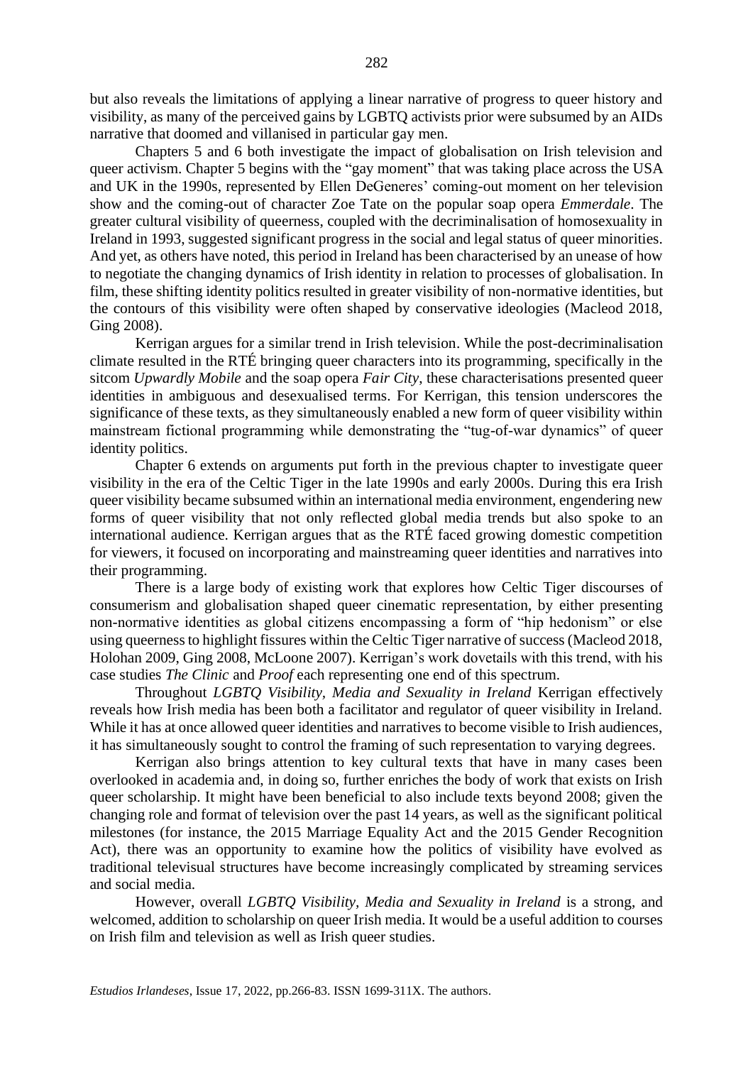but also reveals the limitations of applying a linear narrative of progress to queer history and visibility, as many of the perceived gains by LGBTQ activists prior were subsumed by an AIDs narrative that doomed and villanised in particular gay men.

Chapters 5 and 6 both investigate the impact of globalisation on Irish television and queer activism. Chapter 5 begins with the "gay moment" that was taking place across the USA and UK in the 1990s, represented by Ellen DeGeneres' coming-out moment on her television show and the coming-out of character Zoe Tate on the popular soap opera *Emmerdale*. The greater cultural visibility of queerness, coupled with the decriminalisation of homosexuality in Ireland in 1993, suggested significant progress in the social and legal status of queer minorities. And yet, as others have noted, this period in Ireland has been characterised by an unease of how to negotiate the changing dynamics of Irish identity in relation to processes of globalisation. In film, these shifting identity politics resulted in greater visibility of non-normative identities, but the contours of this visibility were often shaped by conservative ideologies (Macleod 2018, Ging 2008).

Kerrigan argues for a similar trend in Irish television. While the post-decriminalisation climate resulted in the RTÉ bringing queer characters into its programming, specifically in the sitcom *Upwardly Mobile* and the soap opera *Fair City*, these characterisations presented queer identities in ambiguous and desexualised terms. For Kerrigan, this tension underscores the significance of these texts, as they simultaneously enabled a new form of queer visibility within mainstream fictional programming while demonstrating the "tug-of-war dynamics" of queer identity politics.

Chapter 6 extends on arguments put forth in the previous chapter to investigate queer visibility in the era of the Celtic Tiger in the late 1990s and early 2000s. During this era Irish queer visibility became subsumed within an international media environment, engendering new forms of queer visibility that not only reflected global media trends but also spoke to an international audience. Kerrigan argues that as the RTÉ faced growing domestic competition for viewers, it focused on incorporating and mainstreaming queer identities and narratives into their programming.

There is a large body of existing work that explores how Celtic Tiger discourses of consumerism and globalisation shaped queer cinematic representation, by either presenting non-normative identities as global citizens encompassing a form of "hip hedonism" or else using queerness to highlight fissures within the Celtic Tiger narrative of success (Macleod 2018, Holohan 2009, Ging 2008, McLoone 2007). Kerrigan's work dovetails with this trend, with his case studies *The Clinic* and *Proof* each representing one end of this spectrum.

Throughout *LGBTQ Visibility, Media and Sexuality in Ireland* Kerrigan effectively reveals how Irish media has been both a facilitator and regulator of queer visibility in Ireland. While it has at once allowed queer identities and narratives to become visible to Irish audiences, it has simultaneously sought to control the framing of such representation to varying degrees.

Kerrigan also brings attention to key cultural texts that have in many cases been overlooked in academia and, in doing so, further enriches the body of work that exists on Irish queer scholarship. It might have been beneficial to also include texts beyond 2008; given the changing role and format of television over the past 14 years, as well as the significant political milestones (for instance, the 2015 Marriage Equality Act and the 2015 Gender Recognition Act), there was an opportunity to examine how the politics of visibility have evolved as traditional televisual structures have become increasingly complicated by streaming services and social media.

However, overall *LGBTQ Visibility, Media and Sexuality in Ireland* is a strong, and welcomed, addition to scholarship on queer Irish media. It would be a useful addition to courses on Irish film and television as well as Irish queer studies.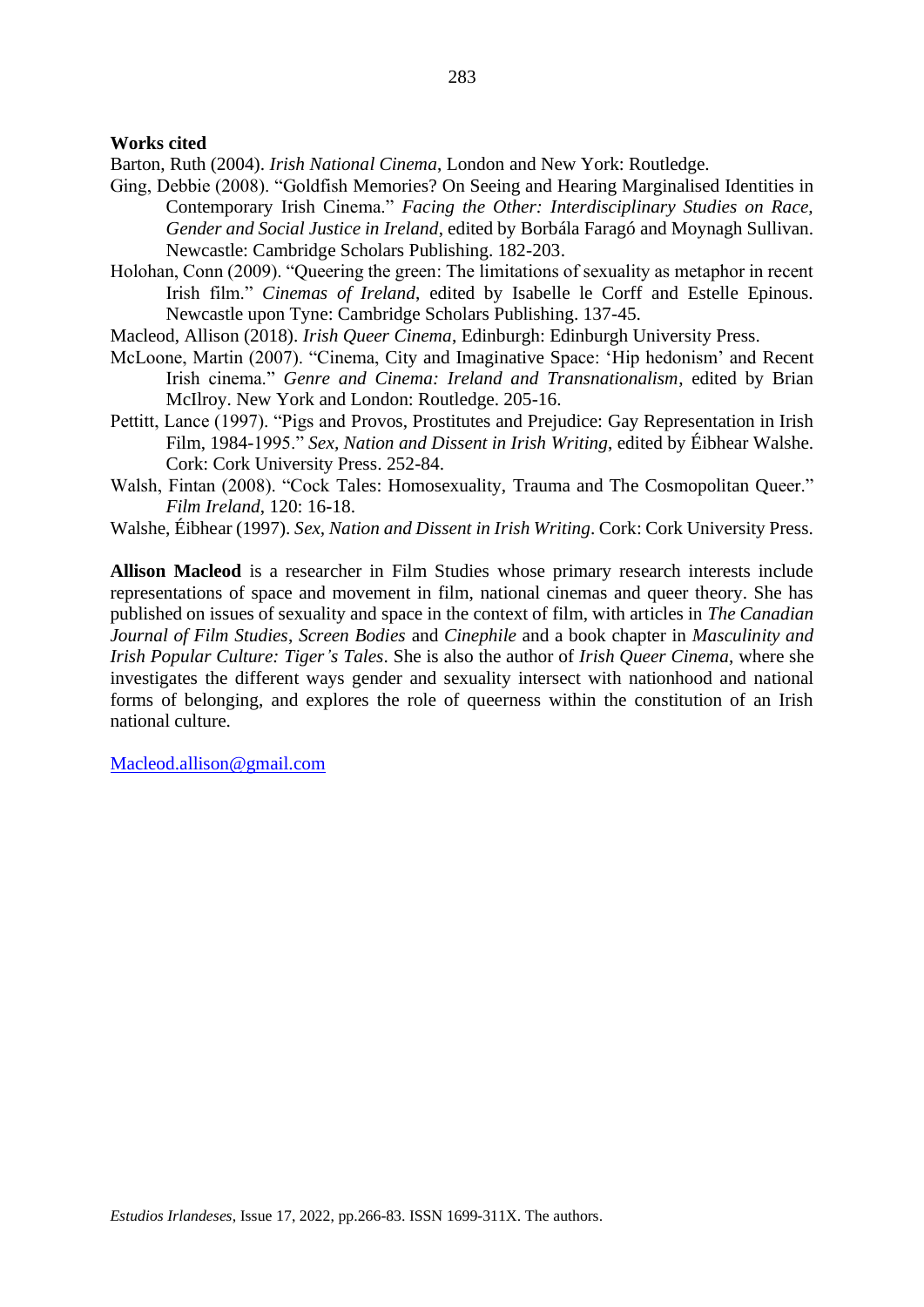## Works cited

Barton, Ruth (2004). *Irish National Cinema*, London and New York: Routledge.

Ging, Debbie (2008). "Goldfish Memories? On Seeing and Hearing Marginalised Identities in Contemporary Irish Cinema." *Facing the Other: Interdisciplinary Studies on Race, Gender and Social Justice in Ireland*, edited by Borbála Faragó and Moynagh Sullivan. Newcastle: Cambridge Scholars Publishing. 182-203.

Holohan, Conn (2009). "Queering the green: The limitations of sexuality as metaphor in recent Irish film." *Cinemas of Ireland*, edited by Isabelle le Corff and Estelle Epinous. Newcastle upon Tyne: Cambridge Scholars Publishing. 137-45.

Macleod, Allison (2018). *Irish Queer Cinema*, Edinburgh: Edinburgh University Press.

McLoone, Martin (2007). "Cinema, City and Imaginative Space: 'Hip hedonism' and Recent Irish cinema." *Genre and Cinema: Ireland and Transnationalism*, edited by Brian McIlroy. New York and London: Routledge. 205-16.

Pettitt, Lance (1997). "Pigs and Provos, Prostitutes and Prejudice: Gay Representation in Irish Film, 1984-1995." *Sex, Nation and Dissent in Irish Writing*, edited by Éibhear Walshe. Cork: Cork University Press. 252-84.

Walsh, Fintan (2008). "Cock Tales: Homosexuality, Trauma and The Cosmopolitan Queer." *Film Ireland*, 120: 16-18.

Walshe, Éibhear (1997). *Sex, Nation and Dissent in Irish Writing*. Cork: Cork University Press.

**Allison Macleod** is a researcher in Film Studies whose primary research interests include representations of space and movement in film, national cinemas and queer theory. She has published on issues of sexuality and space in the context of film, with articles in *The Canadian Journal of Film Studies*, *Screen Bodies* and *Cinephile* and a book chapter in *Masculinity and Irish Popular Culture: Tiger's Tales*. She is also the author of *Irish Queer Cinema*, where she investigates the different ways gender and sexuality intersect with nationhood and national forms of belonging, and explores the role of queerness within the constitution of an Irish national culture.

Macleod.allison@gmail.com